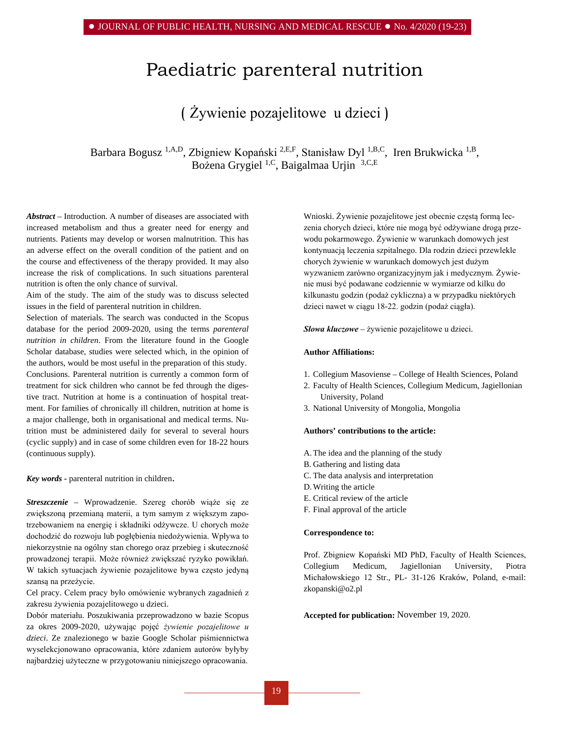# Paediatric parenteral nutrition

## ( Żywienie pozajelitowe u dzieci )

Barbara Bogusz [1,A,D], Zbigniew Kopański [2,E,F], Stanisław Dyl [1,B,C], Iren Brukwicka [1,B], Bożena Grygiel [1,C], Baigalmaa Urjin [3,C,E]

***Abstract*** – Introduction. A number of diseases are associated with increased metabolism and thus a greater need for energy and nutrients. Patients may develop or worsen malnutrition. This has an adverse effect on the overall condition of the patient and on the course and effectiveness of the therapy provided. It may also increase the risk of complications. In such situations parenteral nutrition is often the only chance of survival.

Aim of the study. The aim of the study was to discuss selected issues in the field of parenteral nutrition in children.

Selection of materials. The search was conducted in the Scopus database for the period 2009-2020, using the terms *parenteral nutrition in children*. From the literature found in the Google Scholar database, studies were selected which, in the opinion of the authors, would be most useful in the preparation of this study.

Conclusions. Parenteral nutrition is currently a common form of treatment for sick children who cannot be fed through the digestive tract. Nutrition at home is a continuation of hospital treatment. For families of chronically ill children, nutrition at home is a major challenge, both in organisational and medical terms. Nutrition must be administered daily for several to several hours (cyclic supply) and in case of some children even for 18-22 hours (continuous supply).

***Key words*** - parenteral nutrition in children.

***Streszczenie*** – Wprowadzenie. Szereg chorób wiąże się ze zwiększoną przemianą materii, a tym samym z większym zapotrzebowaniem na energię i składniki odżywcze. U chorych może dochodzić do rozwoju lub pogłębienia niedożywienia. Wpływa to niekorzystnie na ogólny stan chorego oraz przebieg i skuteczność prowadzonej terapii. Może również zwiększać ryzyko powikłań. W takich sytuacjach żywienie pozajelitowe bywa często jedyną szansą na przeżycie.

Cel pracy. Celem pracy było omówienie wybranych zagadnień z zakresu żywienia pozajelitowego u dzieci.

Dobór materiału. Poszukiwania przeprowadzono w bazie Scopus za okres 2009-2020, używając pojęć *żywienie pozajelitowe u dzieci*. Ze znalezionego w bazie Google Scholar piśmiennictwa wyselekcjonowano opracowania, które zdaniem autorów byłyby najbardziej użyteczne w przygotowaniu niniejszego opracowania.

Wnioski. Żywienie pozajelitowe jest obecnie częstą formą leczenia chorych dzieci, które nie mogą być odżywiane drogą przewodu pokarmowego. Żywienie w warunkach domowych jest kontynuacją leczenia szpitalnego. Dla rodzin dzieci przewlekle chorych żywienie w warunkach domowych jest dużym wyzwaniem zarówno organizacyjnym jak i medycznym. Żywienie musi być podawane codziennie w wymiarze od kilku do kilkunastu godzin (podaż cykliczna) a w przypadku niektórych dzieci nawet w ciągu 18-22. godzin (podaż ciągła).

***Słowa kluczowe*** – żywienie pozajelitowe u dzieci.

**Author Affiliations:**

1. Collegium Masoviense – College of Health Sciences, Poland
2. Faculty of Health Sciences, Collegium Medicum, Jagiellonian University, Poland
3. National University of Mongolia, Mongolia

**Authors' contributions to the article:**

A. The idea and the planning of the study
B. Gathering and listing data
C. The data analysis and interpretation
D. Writing the article
E. Critical review of the article
F. Final approval of the article

**Correspondence to:**

Prof. Zbigniew Kopański MD PhD, Faculty of Health Sciences, Collegium Medicum, Jagiellonian University, Piotra Michałowskiego 12 Str., PL- 31-126 Kraków, Poland, e-mail: zkopanski@o2.pl

**Accepted for publication:** November 19, 2020.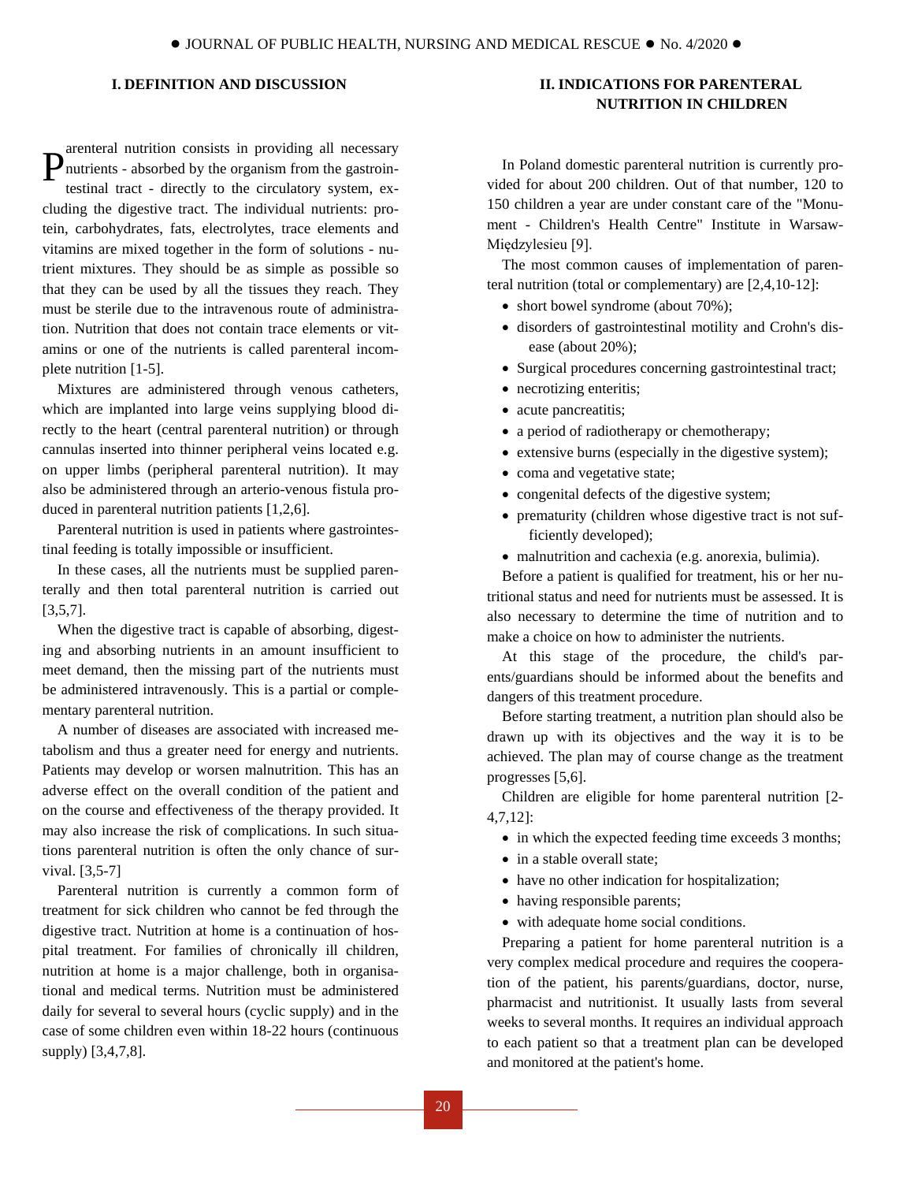## I. DEFINITION AND DISCUSSION

Parenteral nutrition consists in providing all necessary nutrients - absorbed by the organism from the gastrointestinal tract - directly to the circulatory system, excluding the digestive tract. The individual nutrients: protein, carbohydrates, fats, electrolytes, trace elements and vitamins are mixed together in the form of solutions - nutrient mixtures. They should be as simple as possible so that they can be used by all the tissues they reach. They must be sterile due to the intravenous route of administration. Nutrition that does not contain trace elements or vitamins or one of the nutrients is called parenteral incomplete nutrition [1-5].

Mixtures are administered through venous catheters, which are implanted into large veins supplying blood directly to the heart (central parenteral nutrition) or through cannulas inserted into thinner peripheral veins located e.g. on upper limbs (peripheral parenteral nutrition). It may also be administered through an arterio-venous fistula produced in parenteral nutrition patients [1,2,6].

Parenteral nutrition is used in patients where gastrointestinal feeding is totally impossible or insufficient.

In these cases, all the nutrients must be supplied parenterally and then total parenteral nutrition is carried out [3,5,7].

When the digestive tract is capable of absorbing, digesting and absorbing nutrients in an amount insufficient to meet demand, then the missing part of the nutrients must be administered intravenously. This is a partial or complementary parenteral nutrition.

A number of diseases are associated with increased metabolism and thus a greater need for energy and nutrients. Patients may develop or worsen malnutrition. This has an adverse effect on the overall condition of the patient and on the course and effectiveness of the therapy provided. It may also increase the risk of complications. In such situations parenteral nutrition is often the only chance of survival. [3,5-7]

Parenteral nutrition is currently a common form of treatment for sick children who cannot be fed through the digestive tract. Nutrition at home is a continuation of hospital treatment. For families of chronically ill children, nutrition at home is a major challenge, both in organisational and medical terms. Nutrition must be administered daily for several to several hours (cyclic supply) and in the case of some children even within 18-22 hours (continuous supply) [3,4,7,8].

## II. INDICATIONS FOR PARENTERAL NUTRITION IN CHILDREN

In Poland domestic parenteral nutrition is currently provided for about 200 children. Out of that number, 120 to 150 children a year are under constant care of the "Monument - Children's Health Centre" Institute in Warsaw-Międzylesieu [9].

The most common causes of implementation of parenteral nutrition (total or complementary) are [2,4,10-12]:

- short bowel syndrome (about 70%);
- disorders of gastrointestinal motility and Crohn's disease (about 20%);
- Surgical procedures concerning gastrointestinal tract;
- necrotizing enteritis;
- acute pancreatitis;
- a period of radiotherapy or chemotherapy;
- extensive burns (especially in the digestive system);
- coma and vegetative state;
- congenital defects of the digestive system;
- prematurity (children whose digestive tract is not sufficiently developed);
- malnutrition and cachexia (e.g. anorexia, bulimia).

Before a patient is qualified for treatment, his or her nutritional status and need for nutrients must be assessed. It is also necessary to determine the time of nutrition and to make a choice on how to administer the nutrients.

At this stage of the procedure, the child's parents/guardians should be informed about the benefits and dangers of this treatment procedure.

Before starting treatment, a nutrition plan should also be drawn up with its objectives and the way it is to be achieved. The plan may of course change as the treatment progresses [5,6].

Children are eligible for home parenteral nutrition [2-4,7,12]:

- in which the expected feeding time exceeds 3 months;
- in a stable overall state;
- have no other indication for hospitalization;
- having responsible parents;
- with adequate home social conditions.

Preparing a patient for home parenteral nutrition is a very complex medical procedure and requires the cooperation of the patient, his parents/guardians, doctor, nurse, pharmacist and nutritionist. It usually lasts from several weeks to several months. It requires an individual approach to each patient so that a treatment plan can be developed and monitored at the patient's home.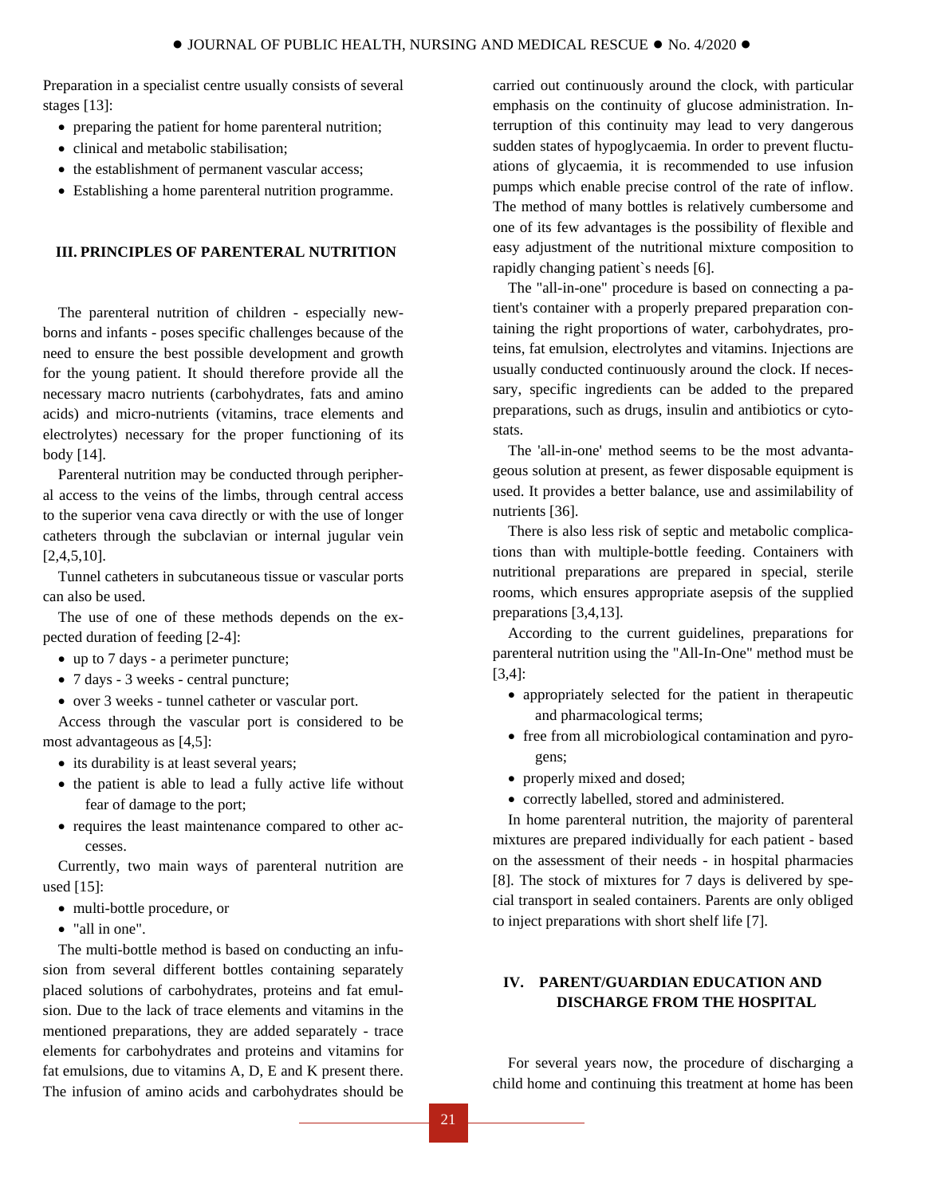Preparation in a specialist centre usually consists of several stages [13]:

- preparing the patient for home parenteral nutrition;
- clinical and metabolic stabilisation;
- the establishment of permanent vascular access;
- Establishing a home parenteral nutrition programme.

## III. PRINCIPLES OF PARENTERAL NUTRITION

The parenteral nutrition of children - especially newborns and infants - poses specific challenges because of the need to ensure the best possible development and growth for the young patient. It should therefore provide all the necessary macro nutrients (carbohydrates, fats and amino acids) and micro-nutrients (vitamins, trace elements and electrolytes) necessary for the proper functioning of its body [14].

Parenteral nutrition may be conducted through peripheral access to the veins of the limbs, through central access to the superior vena cava directly or with the use of longer catheters through the subclavian or internal jugular vein [2,4,5,10].

Tunnel catheters in subcutaneous tissue or vascular ports can also be used.

The use of one of these methods depends on the expected duration of feeding [2-4]:

- up to 7 days - a perimeter puncture;
- 7 days - 3 weeks - central puncture;
- over 3 weeks - tunnel catheter or vascular port.

Access through the vascular port is considered to be most advantageous as [4,5]:

- its durability is at least several years;
- the patient is able to lead a fully active life without fear of damage to the port;
- requires the least maintenance compared to other accesses.

Currently, two main ways of parenteral nutrition are used [15]:

- multi-bottle procedure, or
- "all in one".

The multi-bottle method is based on conducting an infusion from several different bottles containing separately placed solutions of carbohydrates, proteins and fat emulsion. Due to the lack of trace elements and vitamins in the mentioned preparations, they are added separately - trace elements for carbohydrates and proteins and vitamins for fat emulsions, due to vitamins A, D, E and K present there. The infusion of amino acids and carbohydrates should be carried out continuously around the clock, with particular emphasis on the continuity of glucose administration. Interruption of this continuity may lead to very dangerous sudden states of hypoglycaemia. In order to prevent fluctuations of glycaemia, it is recommended to use infusion pumps which enable precise control of the rate of inflow. The method of many bottles is relatively cumbersome and one of its few advantages is the possibility of flexible and easy adjustment of the nutritional mixture composition to rapidly changing patient`s needs [6].

The "all-in-one" procedure is based on connecting a patient's container with a properly prepared preparation containing the right proportions of water, carbohydrates, proteins, fat emulsion, electrolytes and vitamins. Injections are usually conducted continuously around the clock. If necessary, specific ingredients can be added to the prepared preparations, such as drugs, insulin and antibiotics or cytostats.

The 'all-in-one' method seems to be the most advantageous solution at present, as fewer disposable equipment is used. It provides a better balance, use and assimilability of nutrients [36].

There is also less risk of septic and metabolic complications than with multiple-bottle feeding. Containers with nutritional preparations are prepared in special, sterile rooms, which ensures appropriate asepsis of the supplied preparations [3,4,13].

According to the current guidelines, preparations for parenteral nutrition using the "All-In-One" method must be [3,4]:

- appropriately selected for the patient in therapeutic and pharmacological terms;
- free from all microbiological contamination and pyrogens;
- properly mixed and dosed;
- correctly labelled, stored and administered.

In home parenteral nutrition, the majority of parenteral mixtures are prepared individually for each patient - based on the assessment of their needs - in hospital pharmacies [8]. The stock of mixtures for 7 days is delivered by special transport in sealed containers. Parents are only obliged to inject preparations with short shelf life [7].

## IV. PARENT/GUARDIAN EDUCATION AND DISCHARGE FROM THE HOSPITAL

For several years now, the procedure of discharging a child home and continuing this treatment at home has been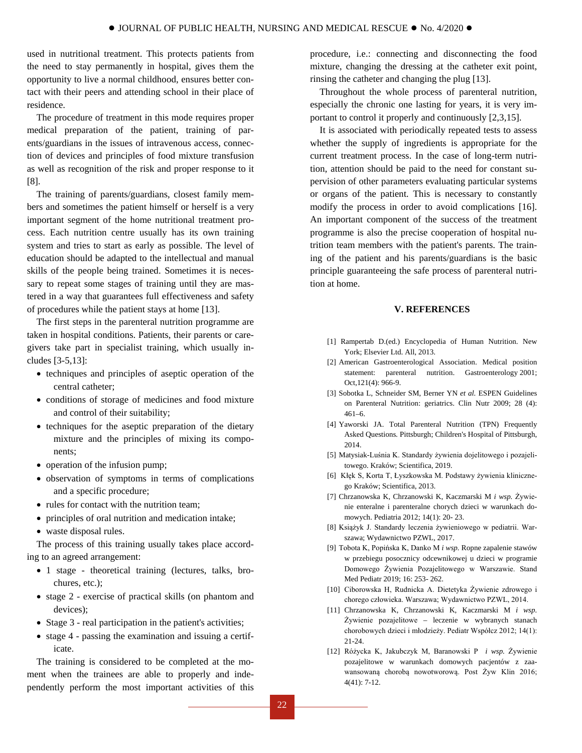used in nutritional treatment. This protects patients from the need to stay permanently in hospital, gives them the opportunity to live a normal childhood, ensures better contact with their peers and attending school in their place of residence.

The procedure of treatment in this mode requires proper medical preparation of the patient, training of parents/guardians in the issues of intravenous access, connection of devices and principles of food mixture transfusion as well as recognition of the risk and proper response to it [8].

The training of parents/guardians, closest family members and sometimes the patient himself or herself is a very important segment of the home nutritional treatment process. Each nutrition centre usually has its own training system and tries to start as early as possible. The level of education should be adapted to the intellectual and manual skills of the people being trained. Sometimes it is necessary to repeat some stages of training until they are mastered in a way that guarantees full effectiveness and safety of procedures while the patient stays at home [13].

The first steps in the parenteral nutrition programme are taken in hospital conditions. Patients, their parents or caregivers take part in specialist training, which usually includes [3-5,13]:

- techniques and principles of aseptic operation of the central catheter;
- conditions of storage of medicines and food mixture and control of their suitability;
- techniques for the aseptic preparation of the dietary mixture and the principles of mixing its components;
- operation of the infusion pump;
- observation of symptoms in terms of complications and a specific procedure;
- rules for contact with the nutrition team;
- principles of oral nutrition and medication intake;
- waste disposal rules.

The process of this training usually takes place according to an agreed arrangement:

- 1 stage - theoretical training (lectures, talks, brochures, etc.);
- stage 2 - exercise of practical skills (on phantom and devices);
- Stage 3 - real participation in the patient's activities;
- stage 4 - passing the examination and issuing a certificate.

The training is considered to be completed at the moment when the trainees are able to properly and independently perform the most important activities of this procedure, i.e.: connecting and disconnecting the food mixture, changing the dressing at the catheter exit point, rinsing the catheter and changing the plug [13].

Throughout the whole process of parenteral nutrition, especially the chronic one lasting for years, it is very important to control it properly and continuously [2,3,15].

It is associated with periodically repeated tests to assess whether the supply of ingredients is appropriate for the current treatment process. In the case of long-term nutrition, attention should be paid to the need for constant supervision of other parameters evaluating particular systems or organs of the patient. This is necessary to constantly modify the process in order to avoid complications [16]. An important component of the success of the treatment programme is also the precise cooperation of hospital nutrition team members with the patient's parents. The training of the patient and his parents/guardians is the basic principle guaranteeing the safe process of parenteral nutrition at home.

## V. REFERENCES

[1] Rampertab D.(ed.) Encyclopedia of Human Nutrition. New York; Elsevier Ltd. All, 2013.

[2] American Gastroenterological Association. Medical position statement: parenteral nutrition. Gastroenterology 2001; Oct,121(4): 966-9.

[3] Sobotka L, Schneider SM, Berner YN *et al.* ESPEN Guidelines on Parenteral Nutrition: geriatrics. Clin Nutr 2009; 28 (4): 461–6.

[4] Yaworski JA. Total Parenteral Nutrition (TPN) Frequently Asked Questions*.* Pittsburgh; Children's Hospital of Pittsburgh, 2014.

[5] Matysiak-Luśnia K. Standardy żywienia dojelitowego i pozajelitowego. Kraków; Scientifica, 2019.

[6] Kłęk S, Korta T, Łyszkowska M. Podstawy żywienia klinicznego Kraków; Scientifica, 2013.

[7] Chrzanowska K, Chrzanowski K, Kaczmarski M *i wsp.* Żywienie enteralne i parenteralne chorych dzieci w warunkach domowych. Pediatria 2012; 14(1): 20- 23.

[8] Książyk J. Standardy leczenia żywieniowego w pediatrii. Warszawa; Wydawnictwo PZWL, 2017.

[9] Tobota K, Popińska K, Danko M *i wsp.* Ropne zapalenie stawów w przebiegu posocznicy odcewnikowej u dzieci w programie Domowego Żywienia Pozajelitowego w Warszawie. Stand Med Pediatr 2019; 16: 253- 262.

[10] Ciborowska H, Rudnicka A. Dietetyka Żywienie zdrowego i chorego człowieka. Warszawa; Wydawnictwo PZWL, 2014.

[11] Chrzanowska K, Chrzanowski K, Kaczmarski M *i wsp.* Żywienie pozajelitowe – leczenie w wybranych stanach chorobowych dzieci i młodzieży. Pediatr Współcz 2012; 14(1): 21-24.

[12] Różycka K, Jakubczyk M, Baranowski P *i wsp.* Żywienie pozajelitowe w warunkach domowych pacjentów z zaawansowaną chorobą nowotworową. Post Żyw Klin 2016; 4(41): 7-12.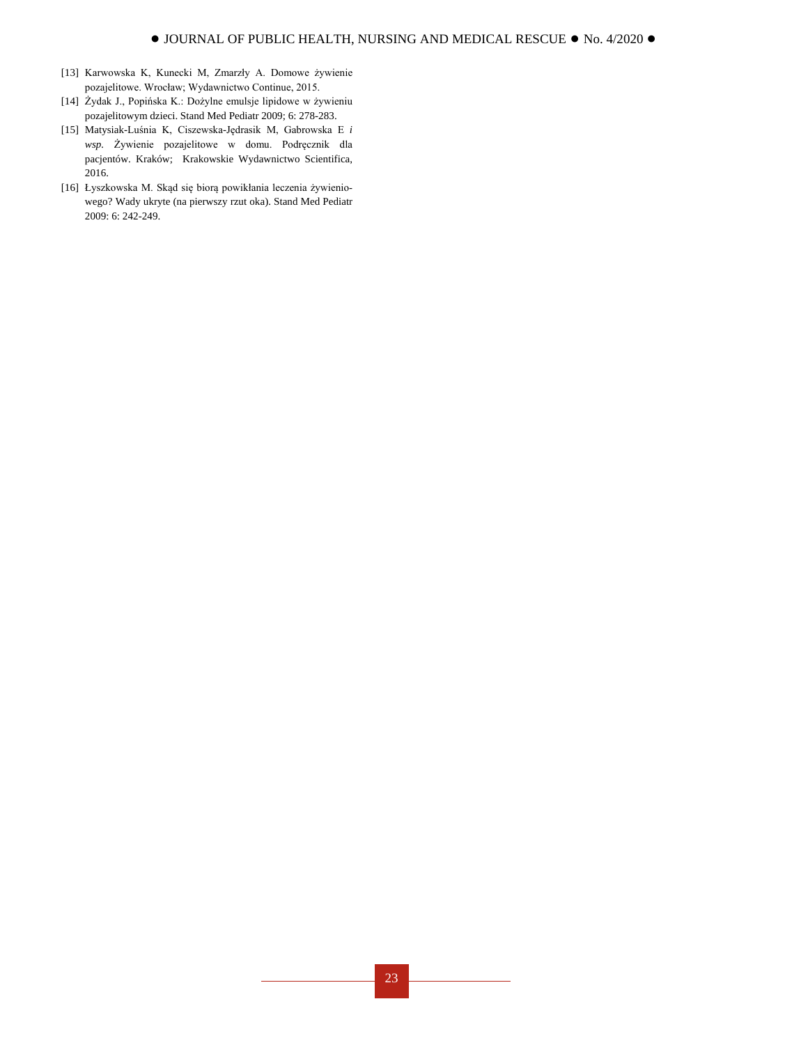[13] Karwowska K, Kunecki M, Zmarzły A. Domowe żywienie pozajelitowe. Wrocław; Wydawnictwo Continue, 2015.

[14] Żydak J., Popińska K.: Dożylne emulsje lipidowe w żywieniu pozajelitowym dzieci. Stand Med Pediatr 2009; 6: 278-283.

[15] Matysiak-Luśnia K, Ciszewska-Jędrasik M, Gabrowska E *i wsp*. Żywienie pozajelitowe w domu. Podręcznik dla pacjentów. Kraków; Krakowskie Wydawnictwo Scientifica, 2016.

[16] Łyszkowska M. Skąd się biorą powikłania leczenia żywieniowego? Wady ukryte (na pierwszy rzut oka). Stand Med Pediatr 2009: 6: 242-249.